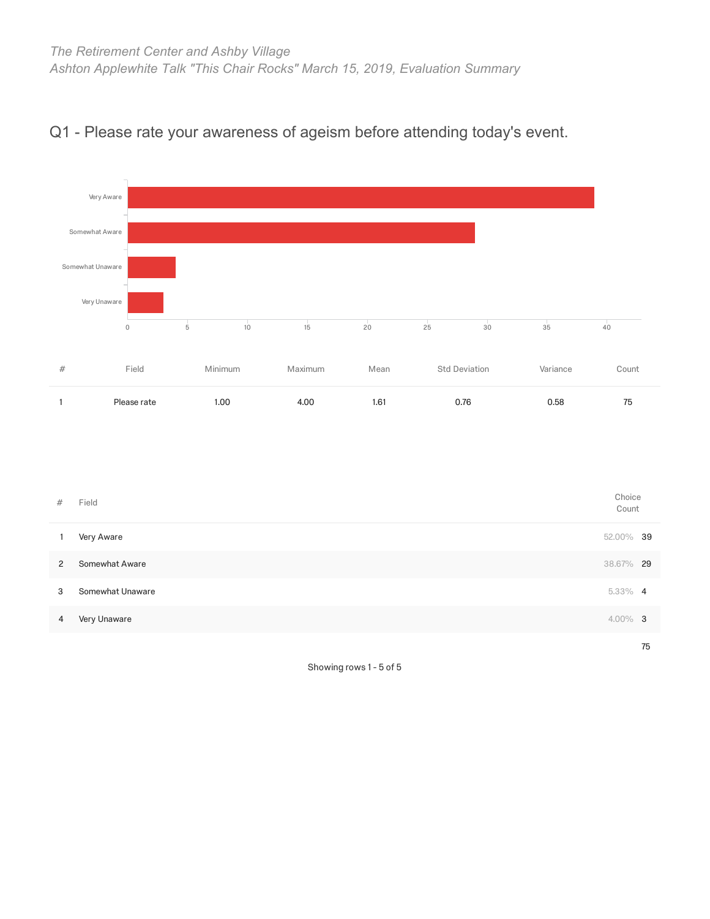*The Retirement Center and Ashby Village*
*Ashton Applewhite Talk "This Chair Rocks" March 15, 2019, Evaluation Summary*

## Q1 - Please rate your awareness of ageism before attending today's event.

| # | Field | Minimum | Maximum | Mean | Std Deviation | Variance | Count |
|---|---|---|---|---|---|---|---|
| 1 | Please rate | 1.00 | 4.00 | 1.61 | 0.76 | 0.58 | 75 |

| # | Field | Choice Count | |
|---|---|---|---|
| 1 | Very Aware | 52.00% | 39 |
| 2 | Somewhat Aware | 38.67% | 29 |
| 3 | Somewhat Unaware | 5.33% | 4 |
| 4 | Very Unaware | 4.00% | 3 |
| | | | 75 |

Showing rows 1 - 5 of 5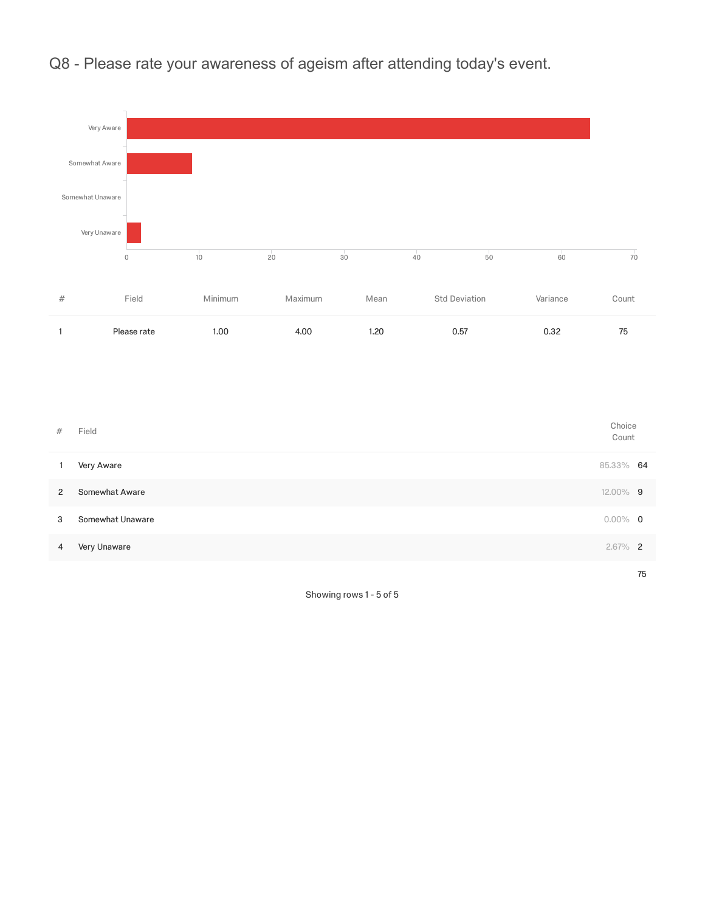# Q8 - Please rate your awareness of ageism after attending today's event.

| # | Field | Minimum | Maximum | Mean | Std Deviation | Variance | Count |
|---|---|---|---|---|---|---|---|
| 1 | Please rate | 1.00 | 4.00 | 1.20 | 0.57 | 0.32 | 75 |

| # | Field | Choice Count | |
|---|---|---|---|
| 1 | Very Aware | 85.33% | 64 |
| 2 | Somewhat Aware | 12.00% | 9 |
| 3 | Somewhat Unaware | 0.00% | 0 |
| 4 | Very Unaware | 2.67% | 2 |
| | | | 75 |

Showing rows 1 - 5 of 5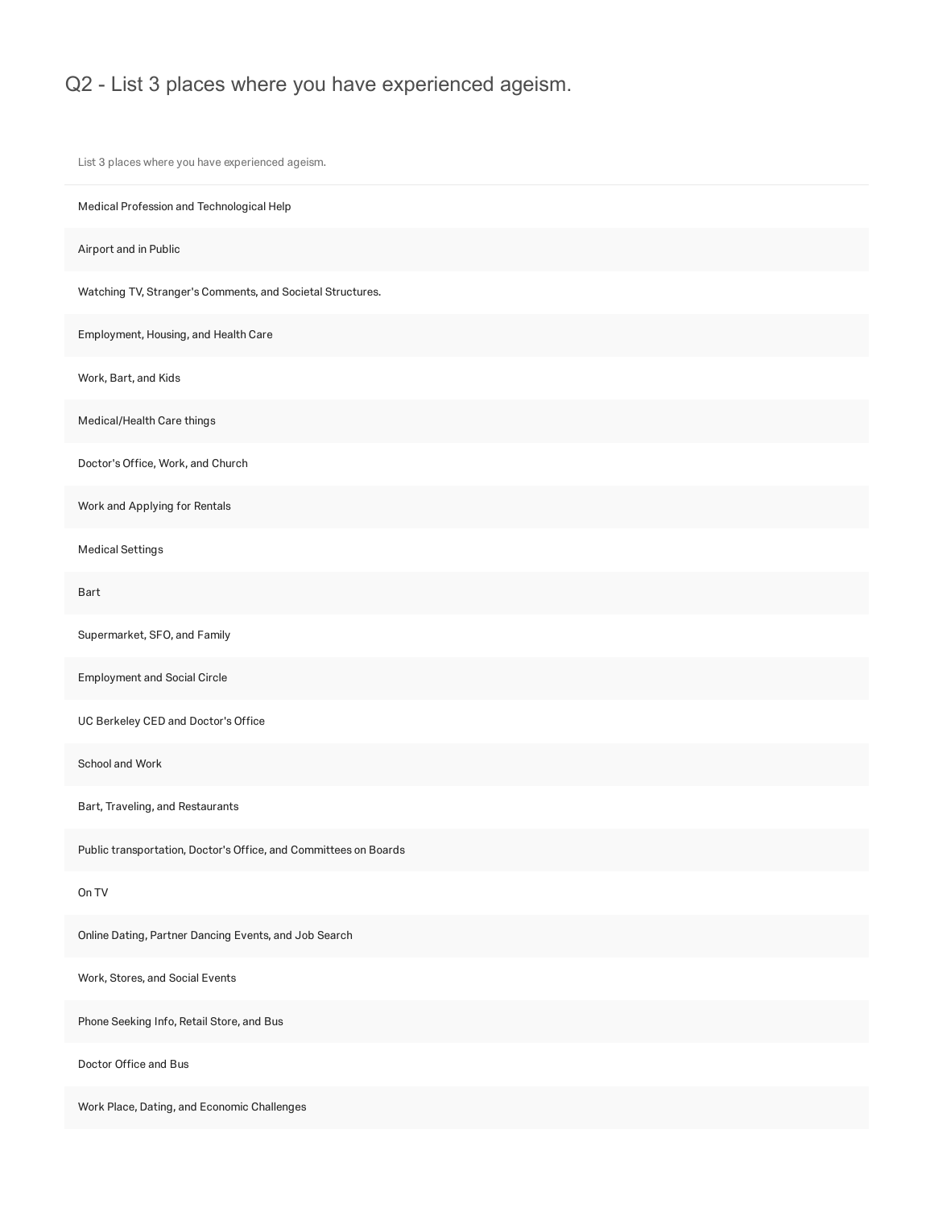# Q2 - List 3 places where you have experienced ageism.

| List 3 places where you have experienced ageism. |
|---|
| Medical Profession and Technological Help |
| Airport and in Public |
| Watching TV, Stranger's Comments, and Societal Structures. |
| Employment, Housing, and Health Care |
| Work, Bart, and Kids |
| Medical/Health Care things |
| Doctor's Office, Work, and Church |
| Work and Applying for Rentals |
| Medical Settings |
| Bart |
| Supermarket, SFO, and Family |
| Employment and Social Circle |
| UC Berkeley CED and Doctor's Office |
| School and Work |
| Bart, Traveling, and Restaurants |
| Public transportation, Doctor's Office, and Committees on Boards |
| On TV |
| Online Dating, Partner Dancing Events, and Job Search |
| Work, Stores, and Social Events |
| Phone Seeking Info, Retail Store, and Bus |
| Doctor Office and Bus |
| Work Place, Dating, and Economic Challenges |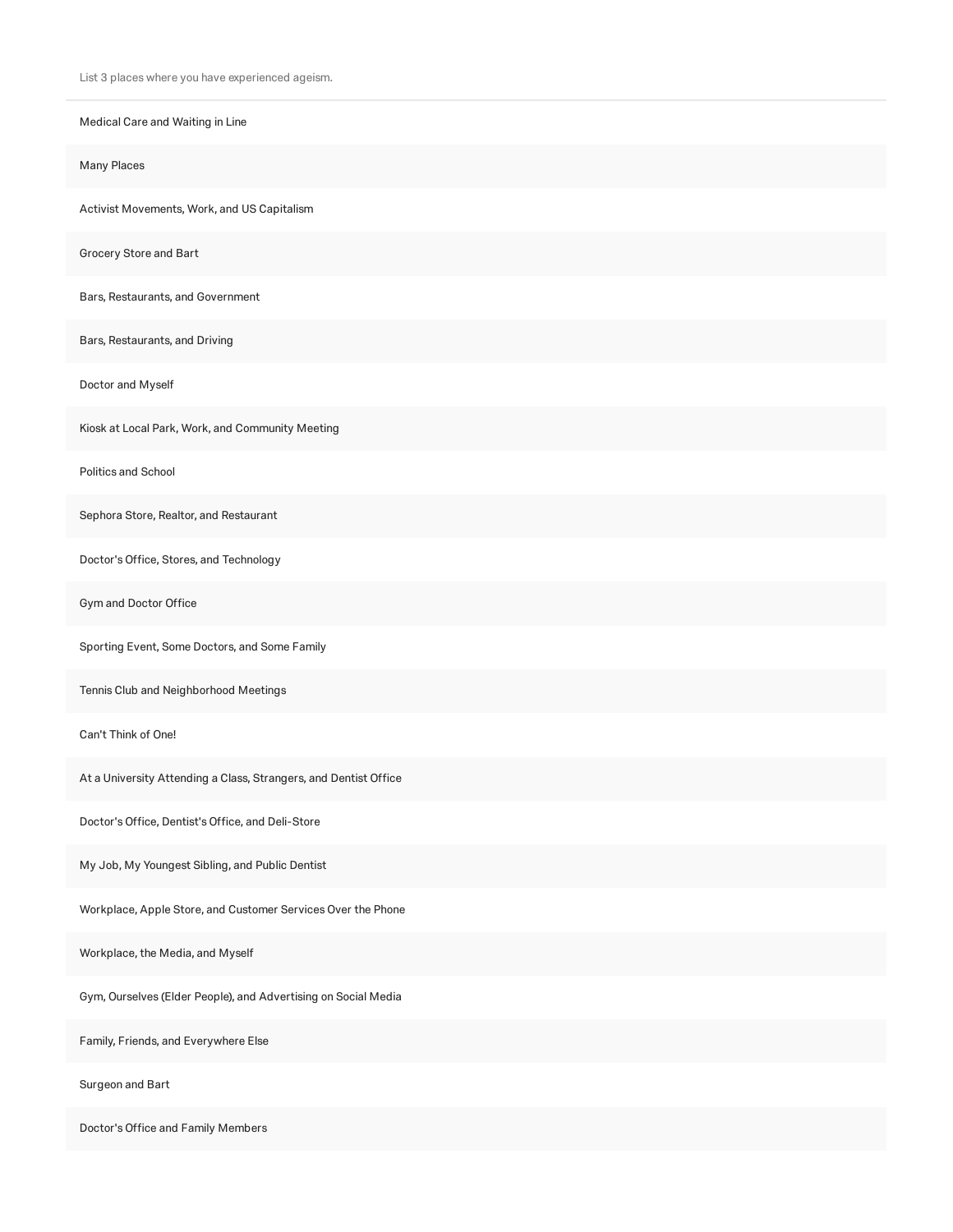| List 3 places where you have experienced ageism. |
| --- |
| Medical Care and Waiting in Line |
| Many Places |
| Activist Movements, Work, and US Capitalism |
| Grocery Store and Bart |
| Bars, Restaurants, and Government |
| Bars, Restaurants, and Driving |
| Doctor and Myself |
| Kiosk at Local Park, Work, and Community Meeting |
| Politics and School |
| Sephora Store, Realtor, and Restaurant |
| Doctor's Office, Stores, and Technology |
| Gym and Doctor Office |
| Sporting Event, Some Doctors, and Some Family |
| Tennis Club and Neighborhood Meetings |
| Can't Think of One! |
| At a University Attending a Class, Strangers, and Dentist Office |
| Doctor's Office, Dentist's Office, and Deli-Store |
| My Job, My Youngest Sibling, and Public Dentist |
| Workplace, Apple Store, and Customer Services Over the Phone |
| Workplace, the Media, and Myself |
| Gym, Ourselves (Elder People), and Advertising on Social Media |
| Family, Friends, and Everywhere Else |
| Surgeon and Bart |
| Doctor's Office and Family Members |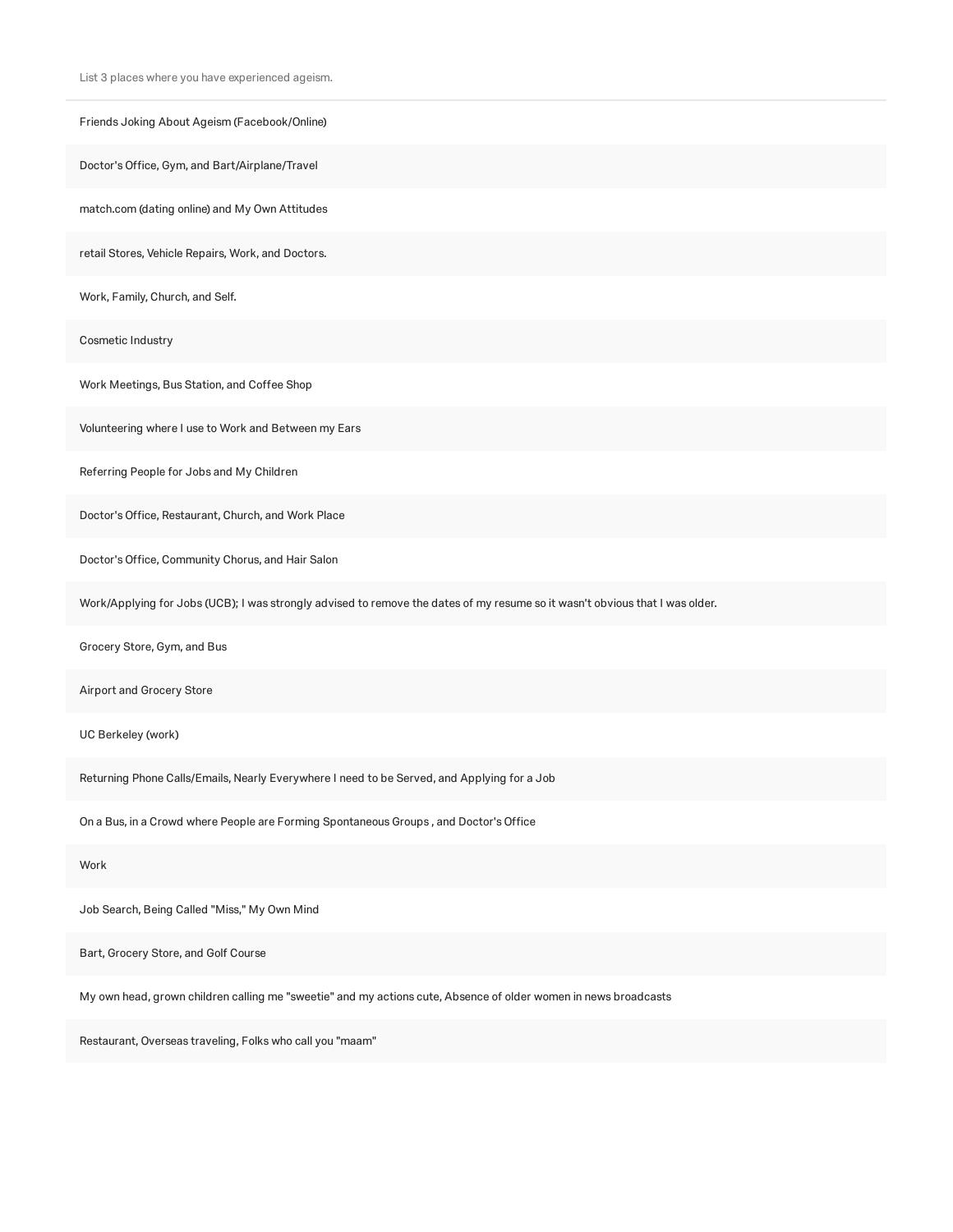List 3 places where you have experienced ageism.

| List 3 places where you have experienced ageism. |
|---|
| Friends Joking About Ageism (Facebook/Online) |
| Doctor's Office, Gym, and Bart/Airplane/Travel |
| match.com (dating online) and My Own Attitudes |
| retail Stores, Vehicle Repairs, Work, and Doctors. |
| Work, Family, Church, and Self. |
| Cosmetic Industry |
| Work Meetings, Bus Station, and Coffee Shop |
| Volunteering where I use to Work and Between my Ears |
| Referring People for Jobs and My Children |
| Doctor's Office, Restaurant, Church, and Work Place |
| Doctor's Office, Community Chorus, and Hair Salon |
| Work/Applying for Jobs (UCB); I was strongly advised to remove the dates of my resume so it wasn't obvious that I was older. |
| Grocery Store, Gym, and Bus |
| Airport and Grocery Store |
| UC Berkeley (work) |
| Returning Phone Calls/Emails, Nearly Everywhere I need to be Served, and Applying for a Job |
| On a Bus, in a Crowd where People are Forming Spontaneous Groups , and Doctor's Office |
| Work |
| Job Search, Being Called "Miss," My Own Mind |
| Bart, Grocery Store, and Golf Course |
| My own head, grown children calling me "sweetie" and my actions cute, Absence of older women in news broadcasts |
| Restaurant, Overseas traveling, Folks who call you "maam" |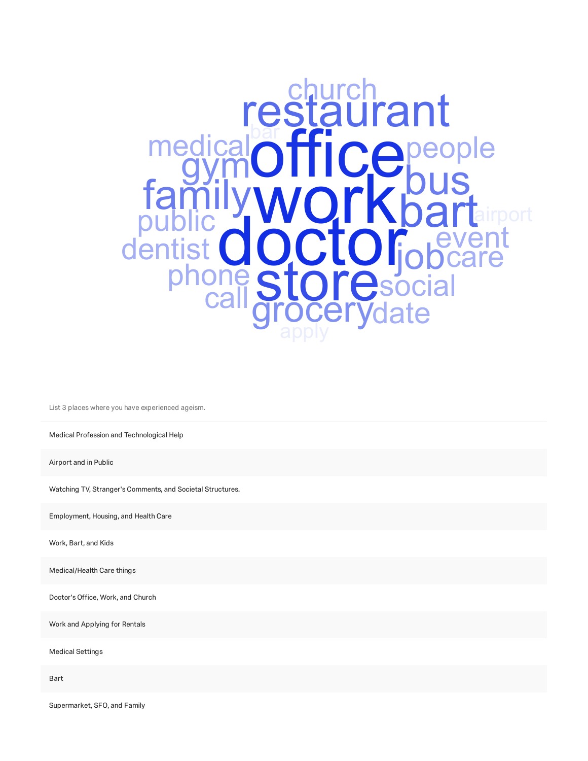List 3 places where you have experienced ageism.

| |
|---|
| Medical Profession and Technological Help |
| Airport and in Public |
| Watching TV, Stranger's Comments, and Societal Structures. |
| Employment, Housing, and Health Care |
| Work, Bart, and Kids |
| Medical/Health Care things |
| Doctor's Office, Work, and Church |
| Work and Applying for Rentals |
| Medical Settings |
| Bart |
| Supermarket, SFO, and Family |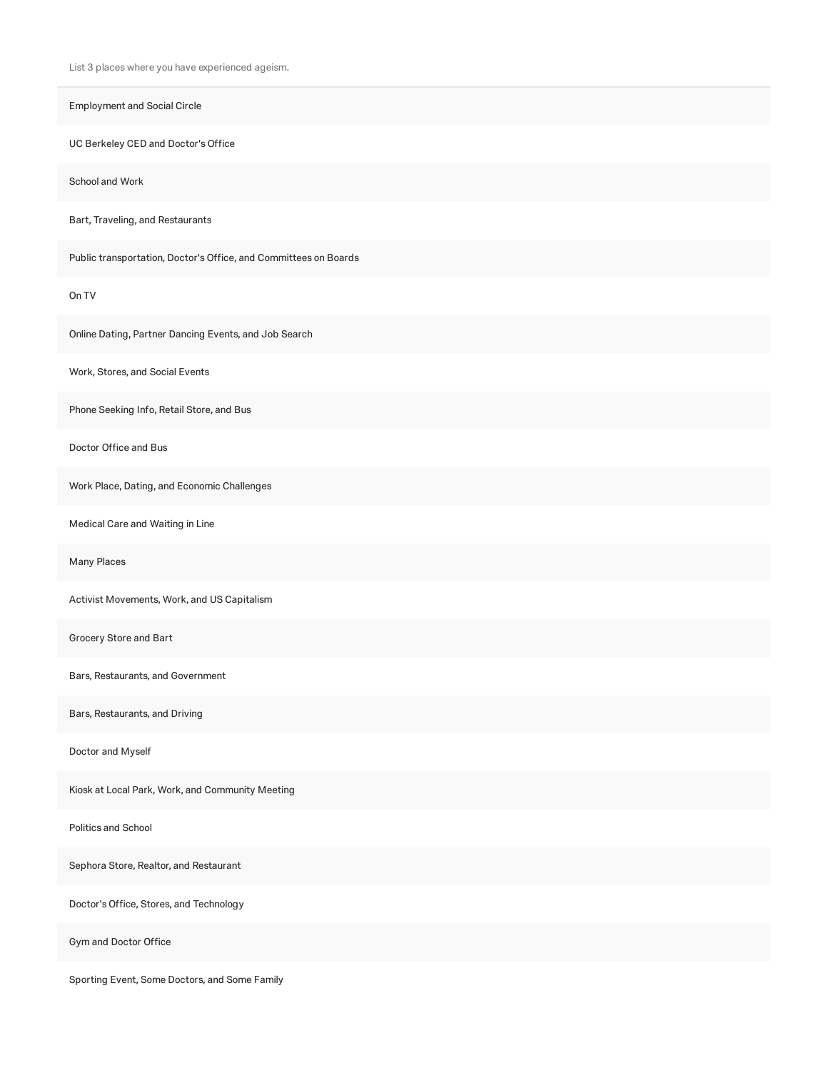List 3 places where you have experienced ageism.

Employment and Social Circle

UC Berkeley CED and Doctor's Office

School and Work

Bart, Traveling, and Restaurants

Public transportation, Doctor's Office, and Committees on Boards

On TV

Online Dating, Partner Dancing Events, and Job Search

Work, Stores, and Social Events

Phone Seeking Info, Retail Store, and Bus

Doctor Office and Bus

Work Place, Dating, and Economic Challenges

Medical Care and Waiting in Line

Many Places

Activist Movements, Work, and US Capitalism

Grocery Store and Bart

Bars, Restaurants, and Government

Bars, Restaurants, and Driving

Doctor and Myself

Kiosk at Local Park, Work, and Community Meeting

Politics and School

Sephora Store, Realtor, and Restaurant

Doctor's Office, Stores, and Technology

Gym and Doctor Office

Sporting Event, Some Doctors, and Some Family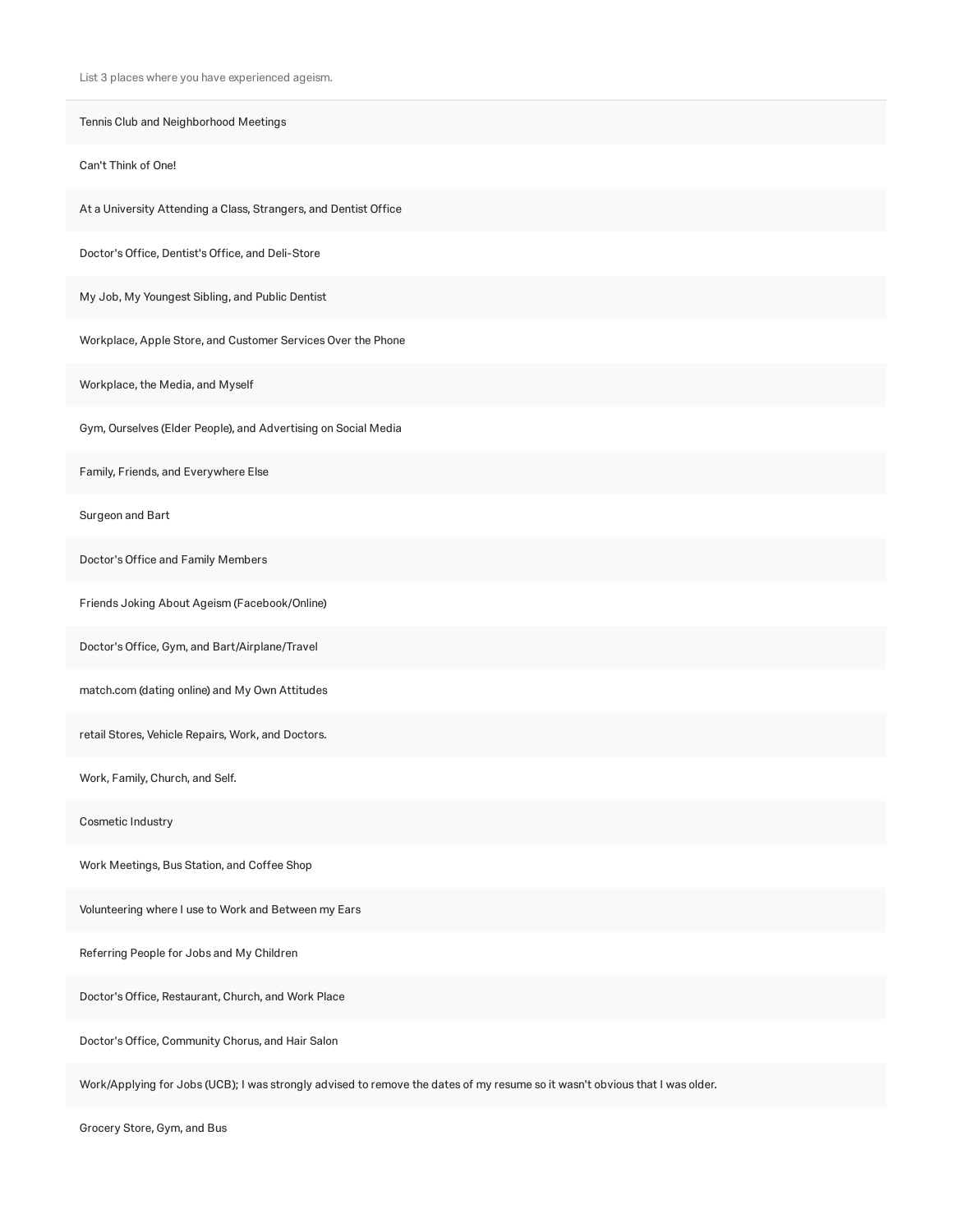List 3 places where you have experienced ageism.

Tennis Club and Neighborhood Meetings

Can't Think of One!

At a University Attending a Class, Strangers, and Dentist Office

Doctor's Office, Dentist's Office, and Deli-Store

My Job, My Youngest Sibling, and Public Dentist

Workplace, Apple Store, and Customer Services Over the Phone

Workplace, the Media, and Myself

Gym, Ourselves (Elder People), and Advertising on Social Media

Family, Friends, and Everywhere Else

Surgeon and Bart

Doctor's Office and Family Members

Friends Joking About Ageism (Facebook/Online)

Doctor's Office, Gym, and Bart/Airplane/Travel

match.com (dating online) and My Own Attitudes

retail Stores, Vehicle Repairs, Work, and Doctors.

Work, Family, Church, and Self.

Cosmetic Industry

Work Meetings, Bus Station, and Coffee Shop

Volunteering where I use to Work and Between my Ears

Referring People for Jobs and My Children

Doctor's Office, Restaurant, Church, and Work Place

Doctor's Office, Community Chorus, and Hair Salon

Work/Applying for Jobs (UCB); I was strongly advised to remove the dates of my resume so it wasn't obvious that I was older.

Grocery Store, Gym, and Bus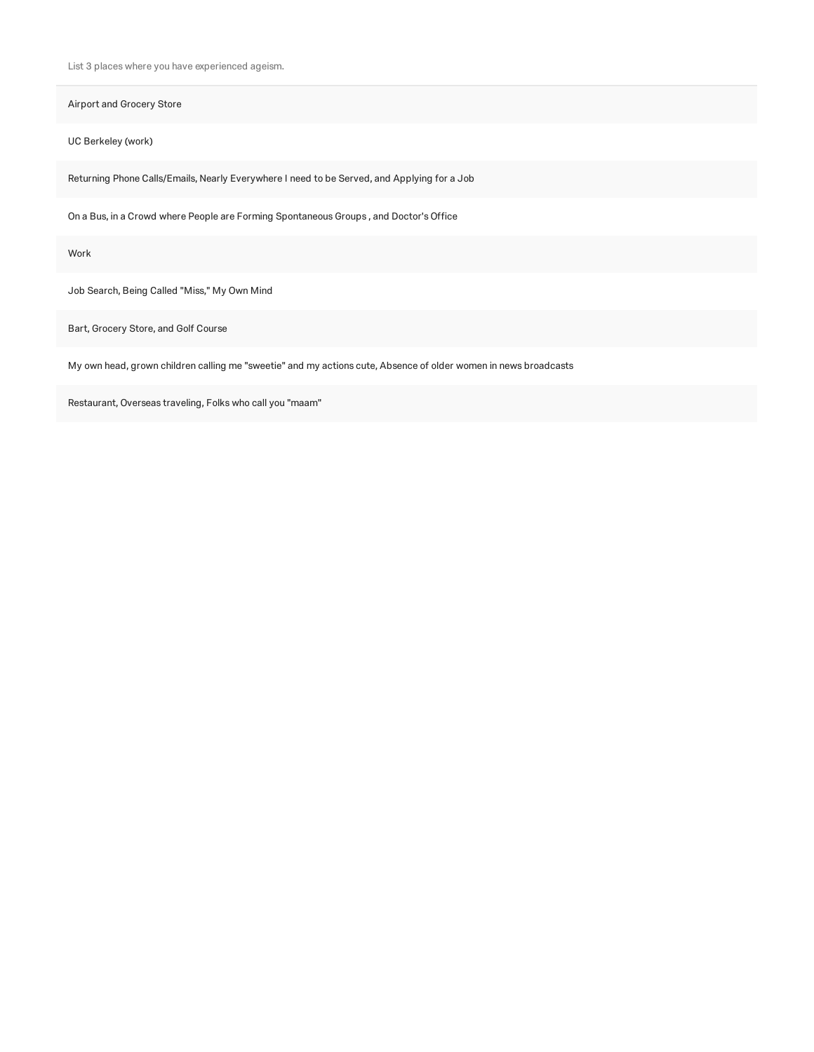List 3 places where you have experienced ageism.

| |
|---|
| Airport and Grocery Store |
| UC Berkeley (work) |
| Returning Phone Calls/Emails, Nearly Everywhere I need to be Served, and Applying for a Job |
| On a Bus, in a Crowd where People are Forming Spontaneous Groups , and Doctor's Office |
| Work |
| Job Search, Being Called "Miss," My Own Mind |
| Bart, Grocery Store, and Golf Course |
| My own head, grown children calling me "sweetie" and my actions cute, Absence of older women in news broadcasts |
| Restaurant, Overseas traveling, Folks who call you "maam" |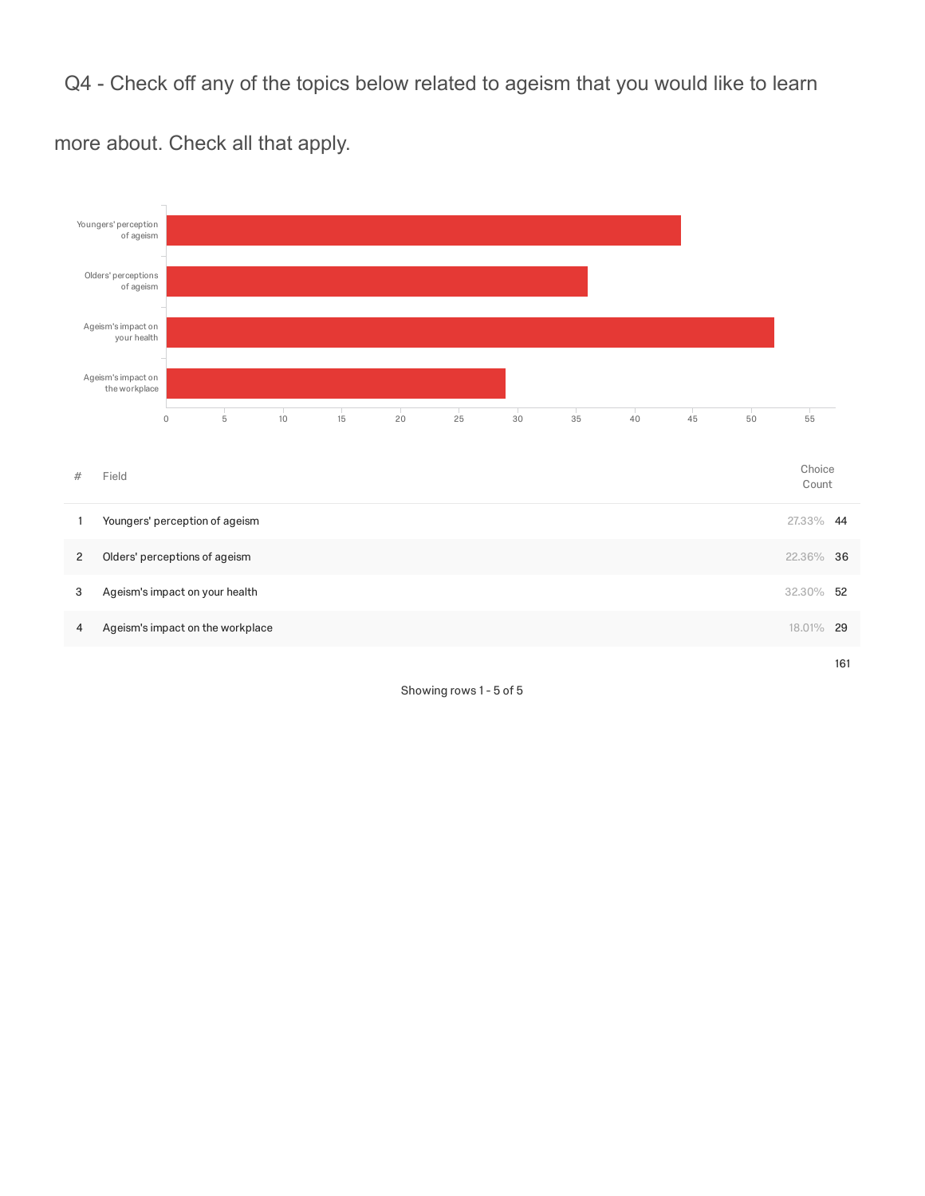Q4 - Check off any of the topics below related to ageism that you would like to learn more about. Check all that apply.

| # | Field | Choice Count | |
|---|---|---|---|
| 1 | Youngers' perception of ageism | 27.33% | 44 |
| 2 | Olders' perceptions of ageism | 22.36% | 36 |
| 3 | Ageism's impact on your health | 32.30% | 52 |
| 4 | Ageism's impact on the workplace | 18.01% | 29 |
| | | | 161 |

Showing rows 1 - 5 of 5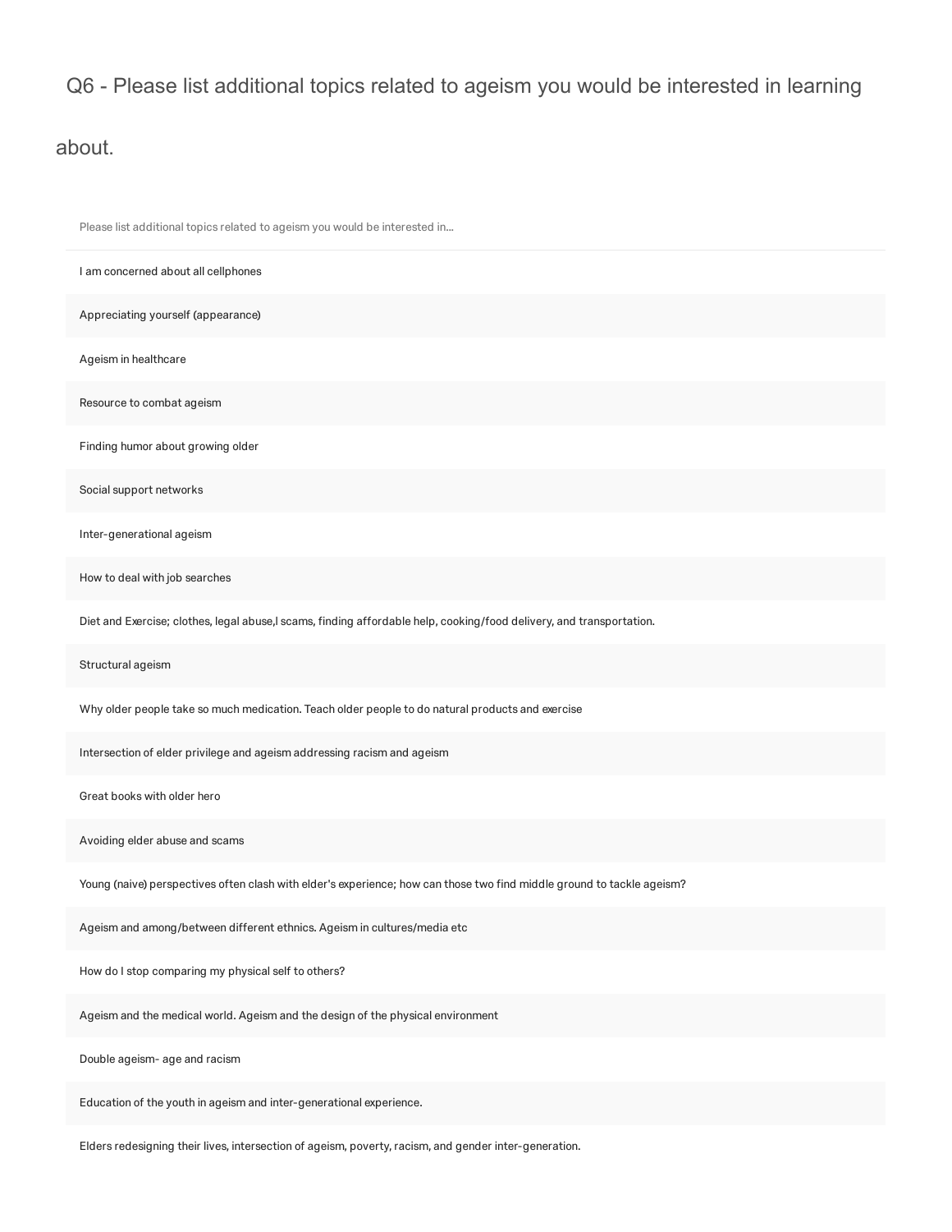# Q6 - Please list additional topics related to ageism you would be interested in learning about.

| Please list additional topics related to ageism you would be interested in... |
|---|
| I am concerned about all cellphones |
| Appreciating yourself (appearance) |
| Ageism in healthcare |
| Resource to combat ageism |
| Finding humor about growing older |
| Social support networks |
| Inter-generational ageism |
| How to deal with job searches |
| Diet and Exercise; clothes, legal abuse,l scams, finding affordable help, cooking/food delivery, and transportation. |
| Structural ageism |
| Why older people take so much medication. Teach older people to do natural products and exercise |
| Intersection of elder privilege and ageism addressing racism and ageism |
| Great books with older hero |
| Avoiding elder abuse and scams |
| Young (naive) perspectives often clash with elder's experience; how can those two find middle ground to tackle ageism? |
| Ageism and among/between different ethnics. Ageism in cultures/media etc |
| How do I stop comparing my physical self to others? |
| Ageism and the medical world. Ageism and the design of the physical environment |
| Double ageism- age and racism |
| Education of the youth in ageism and inter-generational experience. |
| Elders redesigning their lives, intersection of ageism, poverty, racism, and gender inter-generation. |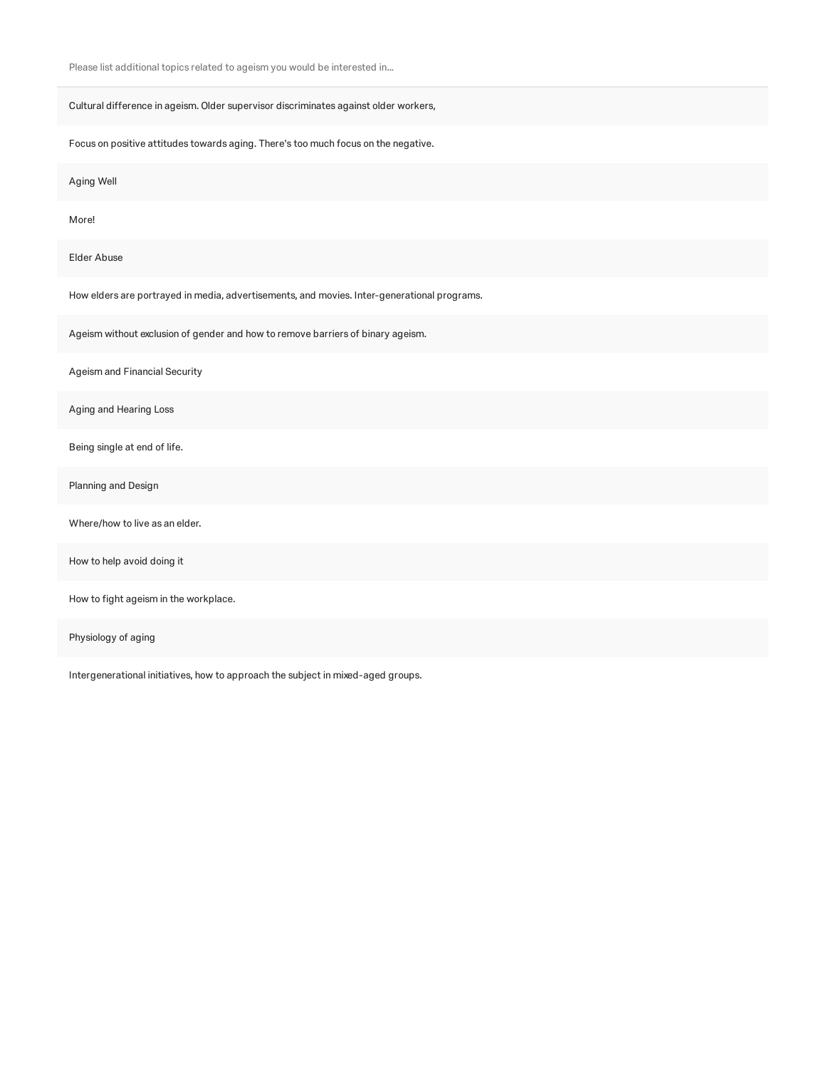| Please list additional topics related to ageism you would be interested in... |
| --- |
| Cultural difference in ageism. Older supervisor discriminates against older workers, |
| Focus on positive attitudes towards aging. There's too much focus on the negative. |
| Aging Well |
| More! |
| Elder Abuse |
| How elders are portrayed in media, advertisements, and movies. Inter-generational programs. |
| Ageism without exclusion of gender and how to remove barriers of binary ageism. |
| Ageism and Financial Security |
| Aging and Hearing Loss |
| Being single at end of life. |
| Planning and Design |
| Where/how to live as an elder. |
| How to help avoid doing it |
| How to fight ageism in the workplace. |
| Physiology of aging |
| Intergenerational initiatives, how to approach the subject in mixed-aged groups. |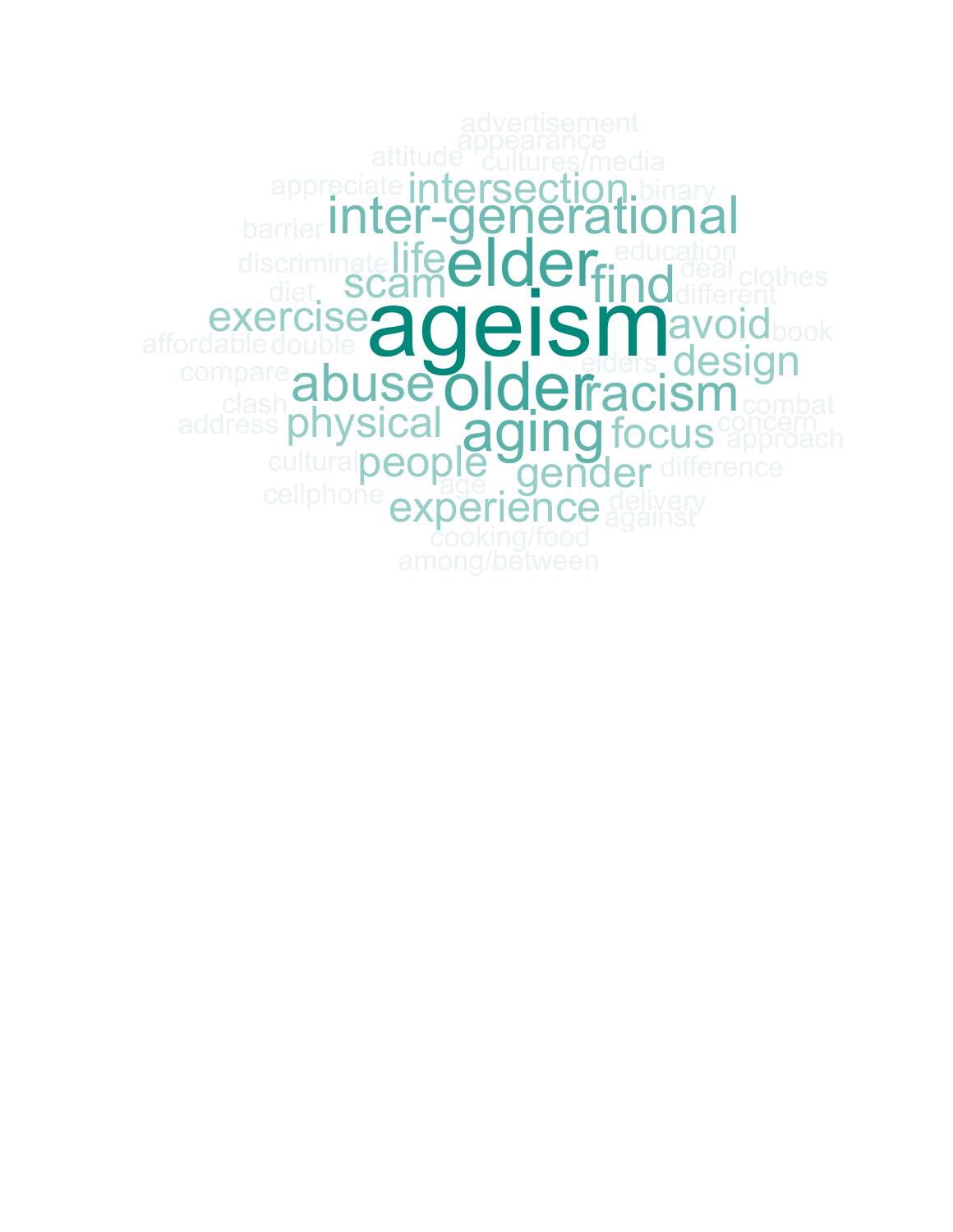advertisement
appearance
attitude cultures/media
appreciate intersection binary
barrier inter-generational
education
discriminate life elder deal clothes
find
diet scam different
exercise ageism avoid
affordable double book
compare elders design
abuse older racism
clash combat
address physical focus concern
aging approach
cultural people difference
gender
age
cellphone delivery
experience against
cooking/food
among/between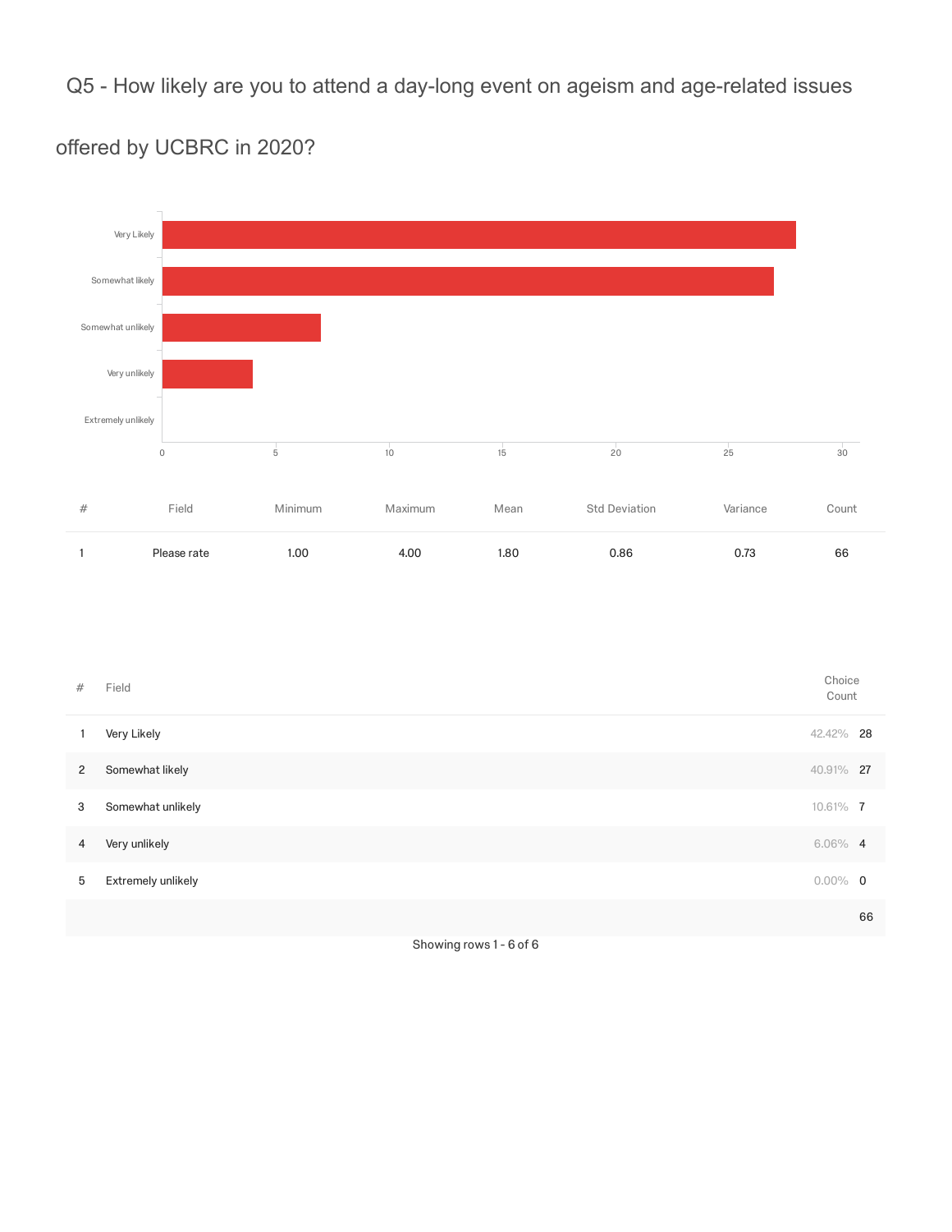## Q5 - How likely are you to attend a day-long event on ageism and age-related issues offered by UCBRC in 2020?

| # | Field | Minimum | Maximum | Mean | Std Deviation | Variance | Count |
|---|---|---|---|---|---|---|---|
| 1 | Please rate | 1.00 | 4.00 | 1.80 | 0.86 | 0.73 | 66 |

| # | Field | Choice Count | |
|---|---|---|---|
| 1 | Very Likely | 42.42% | 28 |
| 2 | Somewhat likely | 40.91% | 27 |
| 3 | Somewhat unlikely | 10.61% | 7 |
| 4 | Very unlikely | 6.06% | 4 |
| 5 | Extremely unlikely | 0.00% | 0 |
| | | | 66 |

Showing rows 1 - 6 of 6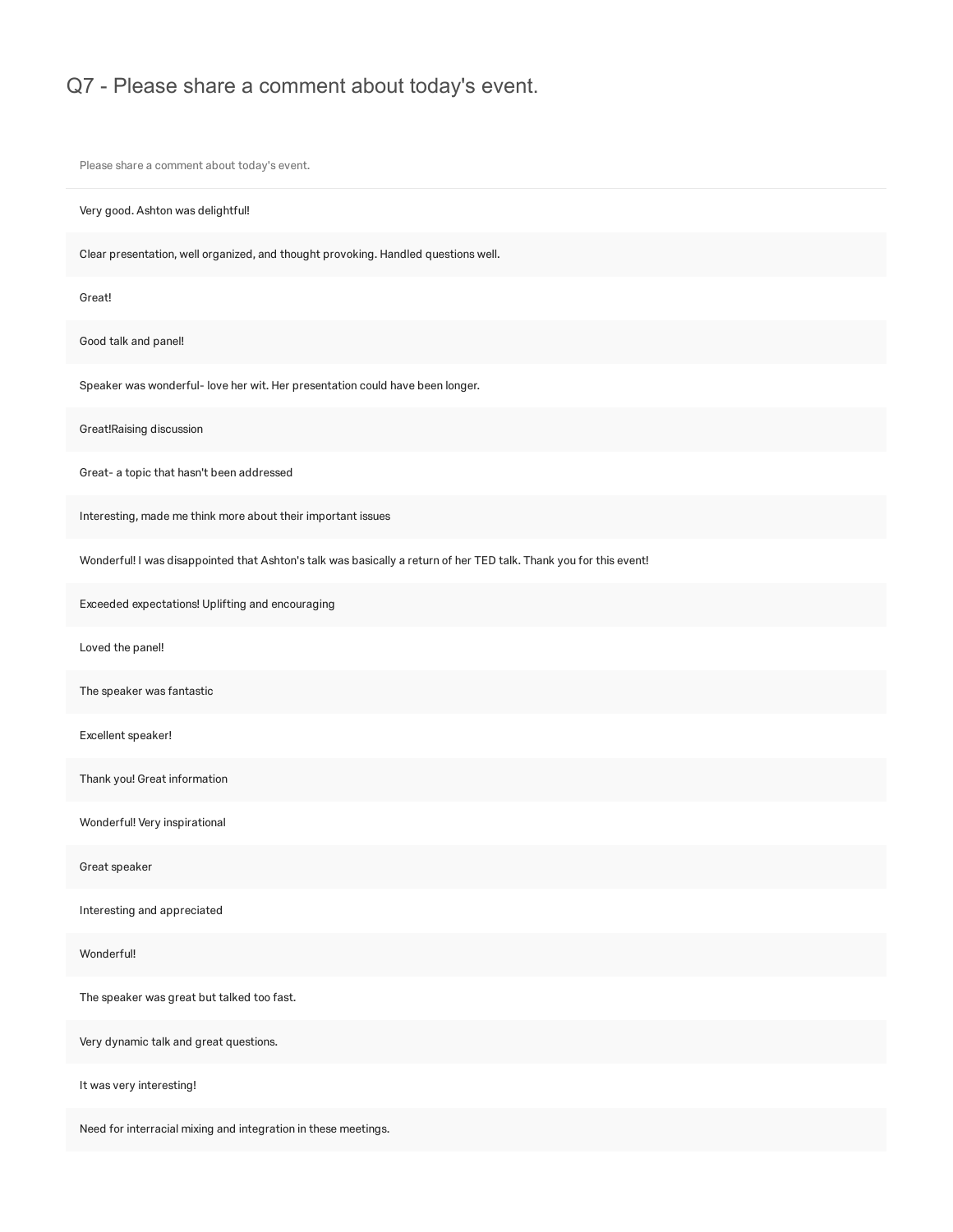## Q7 - Please share a comment about today's event.

| Please share a comment about today's event. |
|---|
| Very good. Ashton was delightful! |
| Clear presentation, well organized, and thought provoking. Handled questions well. |
| Great! |
| Good talk and panel! |
| Speaker was wonderful- love her wit. Her presentation could have been longer. |
| Great!Raising discussion |
| Great- a topic that hasn't been addressed |
| Interesting, made me think more about their important issues |
| Wonderful! I was disappointed that Ashton's talk was basically a return of her TED talk. Thank you for this event! |
| Exceeded expectations! Uplifting and encouraging |
| Loved the panel! |
| The speaker was fantastic |
| Excellent speaker! |
| Thank you! Great information |
| Wonderful! Very inspirational |
| Great speaker |
| Interesting and appreciated |
| Wonderful! |
| The speaker was great but talked too fast. |
| Very dynamic talk and great questions. |
| It was very interesting! |
| Need for interracial mixing and integration in these meetings. |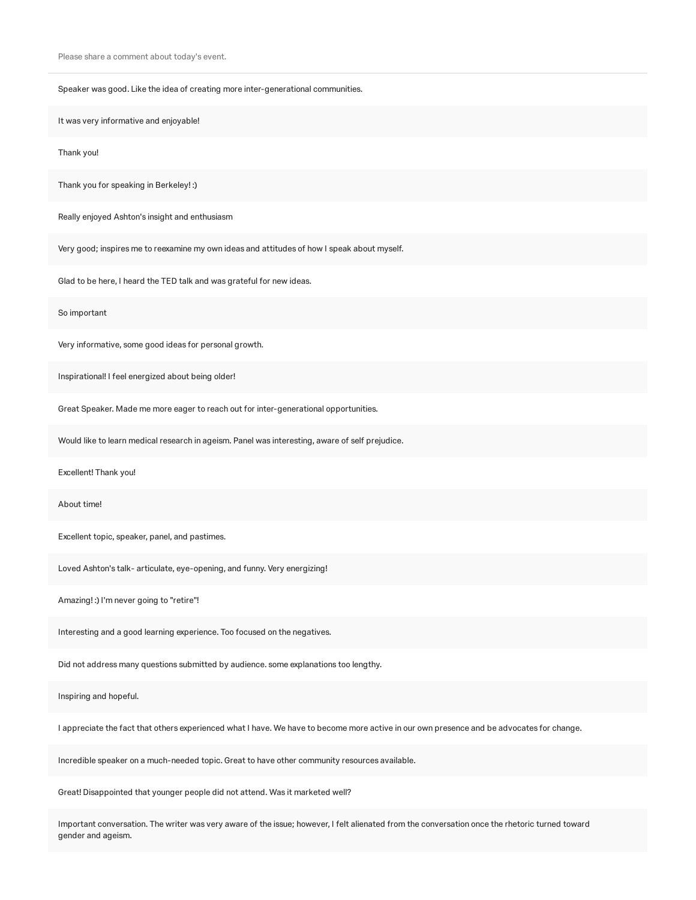| Please share a comment about today's event. |
| --- |
| Speaker was good. Like the idea of creating more inter-generational communities. |
| It was very informative and enjoyable! |
| Thank you! |
| Thank you for speaking in Berkeley! :) |
| Really enjoyed Ashton's insight and enthusiasm |
| Very good; inspires me to reexamine my own ideas and attitudes of how I speak about myself. |
| Glad to be here, I heard the TED talk and was grateful for new ideas. |
| So important |
| Very informative, some good ideas for personal growth. |
| Inspirational! I feel energized about being older! |
| Great Speaker. Made me more eager to reach out for inter-generational opportunities. |
| Would like to learn medical research in ageism. Panel was interesting, aware of self prejudice. |
| Excellent! Thank you! |
| About time! |
| Excellent topic, speaker, panel, and pastimes. |
| Loved Ashton's talk- articulate, eye-opening, and funny. Very energizing! |
| Amazing! :) I'm never going to "retire"! |
| Interesting and a good learning experience. Too focused on the negatives. |
| Did not address many questions submitted by audience. some explanations too lengthy. |
| Inspiring and hopeful. |
| I appreciate the fact that others experienced what I have. We have to become more active in our own presence and be advocates for change. |
| Incredible speaker on a much-needed topic. Great to have other community resources available. |
| Great! Disappointed that younger people did not attend. Was it marketed well? |
| Important conversation. The writer was very aware of the issue; however, I felt alienated from the conversation once the rhetoric turned toward gender and ageism. |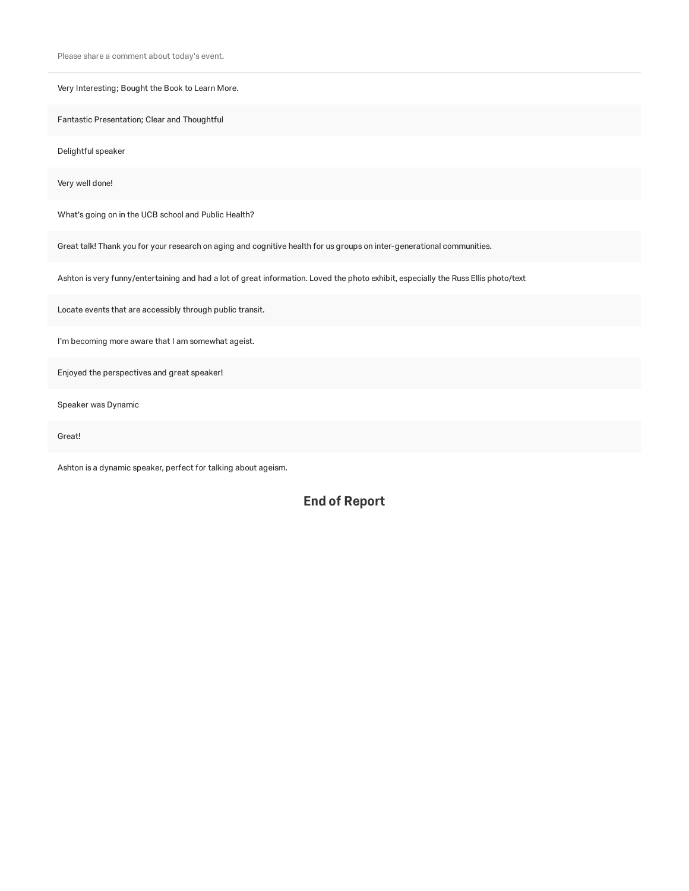Please share a comment about today's event.

Very Interesting; Bought the Book to Learn More.

Fantastic Presentation; Clear and Thoughtful

Delightful speaker

Very well done!

What's going on in the UCB school and Public Health?

Great talk! Thank you for your research on aging and cognitive health for us groups on inter-generational communities.

Ashton is very funny/entertaining and had a lot of great information. Loved the photo exhibit, especially the Russ Ellis photo/text

Locate events that are accessibly through public transit.

I'm becoming more aware that I am somewhat ageist.

Enjoyed the perspectives and great speaker!

Speaker was Dynamic

Great!

Ashton is a dynamic speaker, perfect for talking about ageism.

## End of Report